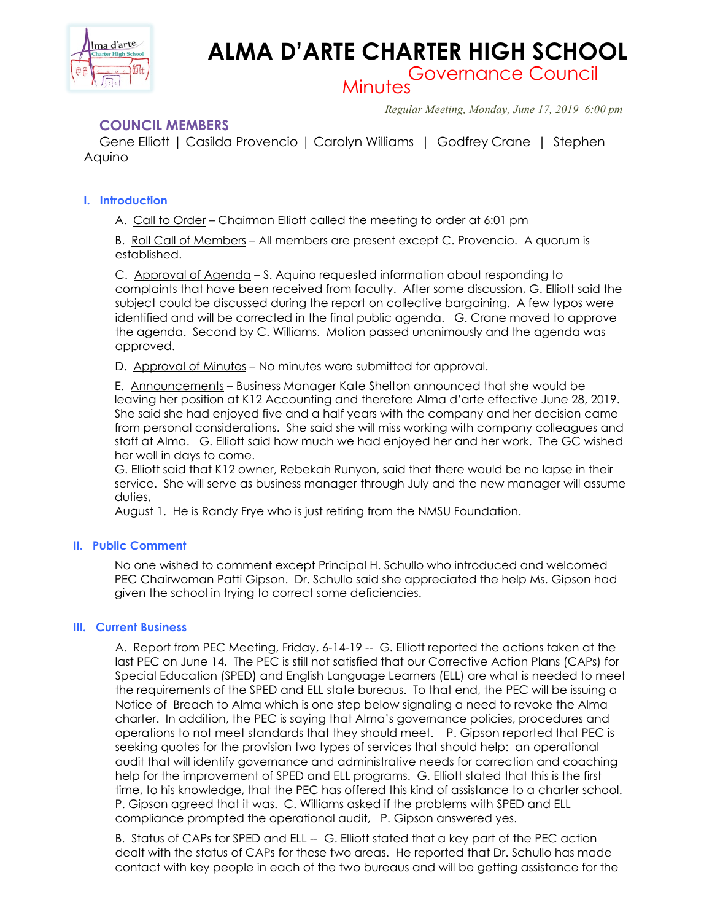# ALMA D'ARTE CHARTER HIGH SCHOOL

## Governance Council Minutes

*Regular Meeting, Monday, June 17, 2019 6:00 pm*

### COUNCIL MEMBERS

Gene Elliott | Casilda Provencio | Carolyn Williams | Godfrey Crane | Stephen Aquino

### I. Introduction

A. Call to Order – Chairman Elliott called the meeting to order at 6:01 pm

B. Roll Call of Members – All members are present except C. Provencio. A quorum is established.

C. Approval of Agenda – S. Aquino requested information about responding to complaints that have been received from faculty. After some discussion, G. Elliott said the subject could be discussed during the report on collective bargaining. A few typos were identified and will be corrected in the final public agenda. G. Crane moved to approve the agenda. Second by C. Williams. Motion passed unanimously and the agenda was approved.

D. Approval of Minutes – No minutes were submitted for approval.

E. Announcements – Business Manager Kate Shelton announced that she would be leaving her position at K12 Accounting and therefore Alma d'arte effective June 28, 2019. She said she had enjoyed five and a half years with the company and her decision came from personal considerations. She said she will miss working with company colleagues and staff at Alma. G. Elliott said how much we had enjoyed her and her work. The GC wished her well in days to come.
G. Elliott said that K12 owner, Rebekah Runyon, said that there would be no lapse in their service. She will serve as business manager through July and the new manager will assume duties,
August 1. He is Randy Frye who is just retiring from the NMSU Foundation.

### II. Public Comment

No one wished to comment except Principal H. Schullo who introduced and welcomed PEC Chairwoman Patti Gipson. Dr. Schullo said she appreciated the help Ms. Gipson had given the school in trying to correct some deficiencies.

### III. Current Business

A. Report from PEC Meeting, Friday, 6-14-19 -- G. Elliott reported the actions taken at the last PEC on June 14. The PEC is still not satisfied that our Corrective Action Plans (CAPs) for Special Education (SPED) and English Language Learners (ELL) are what is needed to meet the requirements of the SPED and ELL state bureaus. To that end, the PEC will be issuing a Notice of Breach to Alma which is one step below signaling a need to revoke the Alma charter. In addition, the PEC is saying that Alma's governance policies, procedures and operations to not meet standards that they should meet. P. Gipson reported that PEC is seeking quotes for the provision two types of services that should help: an operational audit that will identify governance and administrative needs for correction and coaching help for the improvement of SPED and ELL programs. G. Elliott stated that this is the first time, to his knowledge, that the PEC has offered this kind of assistance to a charter school. P. Gipson agreed that it was. C. Williams asked if the problems with SPED and ELL compliance prompted the operational audit, P. Gipson answered yes.

B. Status of CAPs for SPED and ELL -- G. Elliott stated that a key part of the PEC action dealt with the status of CAPs for these two areas. He reported that Dr. Schullo has made contact with key people in each of the two bureaus and will be getting assistance for the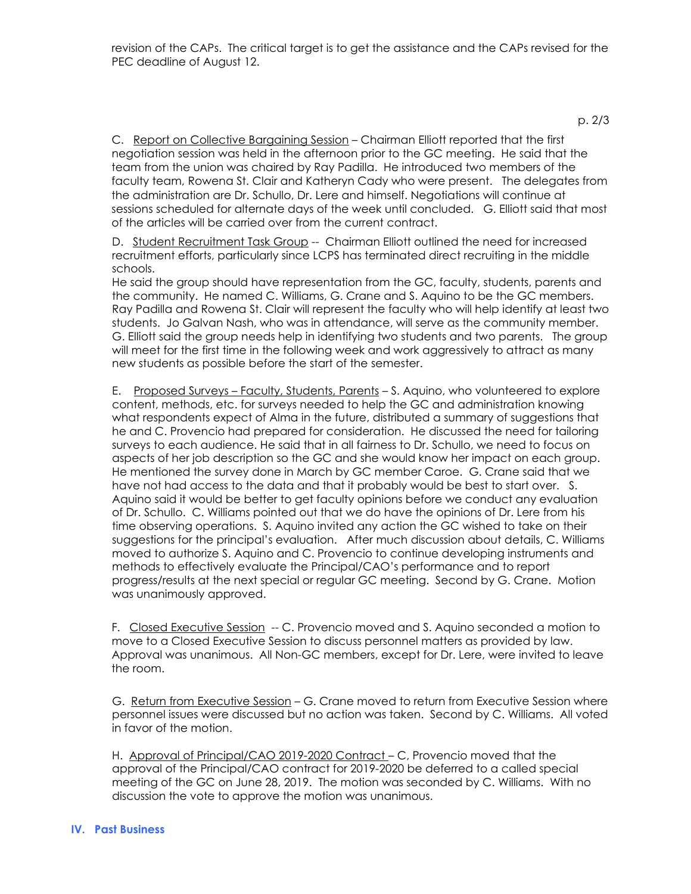revision of the CAPs. The critical target is to get the assistance and the CAPs revised for the PEC deadline of August 12.

C. <u>Report on Collective Bargaining Session</u> – Chairman Elliott reported that the first negotiation session was held in the afternoon prior to the GC meeting. He said that the team from the union was chaired by Ray Padilla. He introduced two members of the faculty team, Rowena St. Clair and Katheryn Cady who were present. The delegates from the administration are Dr. Schullo, Dr. Lere and himself. Negotiations will continue at sessions scheduled for alternate days of the week until concluded. G. Elliott said that most of the articles will be carried over from the current contract.

D. <u>Student Recruitment Task Group</u> -- Chairman Elliott outlined the need for increased recruitment efforts, particularly since LCPS has terminated direct recruiting in the middle schools.
He said the group should have representation from the GC, faculty, students, parents and the community. He named C. Williams, G. Crane and S. Aquino to be the GC members. Ray Padilla and Rowena St. Clair will represent the faculty who will help identify at least two students. Jo Galvan Nash, who was in attendance, will serve as the community member. G. Elliott said the group needs help in identifying two students and two parents. The group will meet for the first time in the following week and work aggressively to attract as many new students as possible before the start of the semester.

E. <u>Proposed Surveys – Faculty, Students, Parents</u> – S. Aquino, who volunteered to explore content, methods, etc. for surveys needed to help the GC and administration knowing what respondents expect of Alma in the future, distributed a summary of suggestions that he and C. Provencio had prepared for consideration. He discussed the need for tailoring surveys to each audience. He said that in all fairness to Dr. Schullo, we need to focus on aspects of her job description so the GC and she would know her impact on each group. He mentioned the survey done in March by GC member Caroe. G. Crane said that we have not had access to the data and that it probably would be best to start over. S. Aquino said it would be better to get faculty opinions before we conduct any evaluation of Dr. Schullo. C. Williams pointed out that we do have the opinions of Dr. Lere from his time observing operations. S. Aquino invited any action the GC wished to take on their suggestions for the principal's evaluation. After much discussion about details, C. Williams moved to authorize S. Aquino and C. Provencio to continue developing instruments and methods to effectively evaluate the Principal/CAO's performance and to report progress/results at the next special or regular GC meeting. Second by G. Crane. Motion was unanimously approved.

F. <u>Closed Executive Session</u> -- C. Provencio moved and S. Aquino seconded a motion to move to a Closed Executive Session to discuss personnel matters as provided by law. Approval was unanimous. All Non-GC members, except for Dr. Lere, were invited to leave the room.

G. <u>Return from Executive Session</u> – G. Crane moved to return from Executive Session where personnel issues were discussed but no action was taken. Second by C. Williams. All voted in favor of the motion.

H. <u>Approval of Principal/CAO 2019-2020 Contract</u> – C, Provencio moved that the approval of the Principal/CAO contract for 2019-2020 be deferred to a called special meeting of the GC on June 28, 2019. The motion was seconded by C. Williams. With no discussion the vote to approve the motion was unanimous.

## IV. Past Business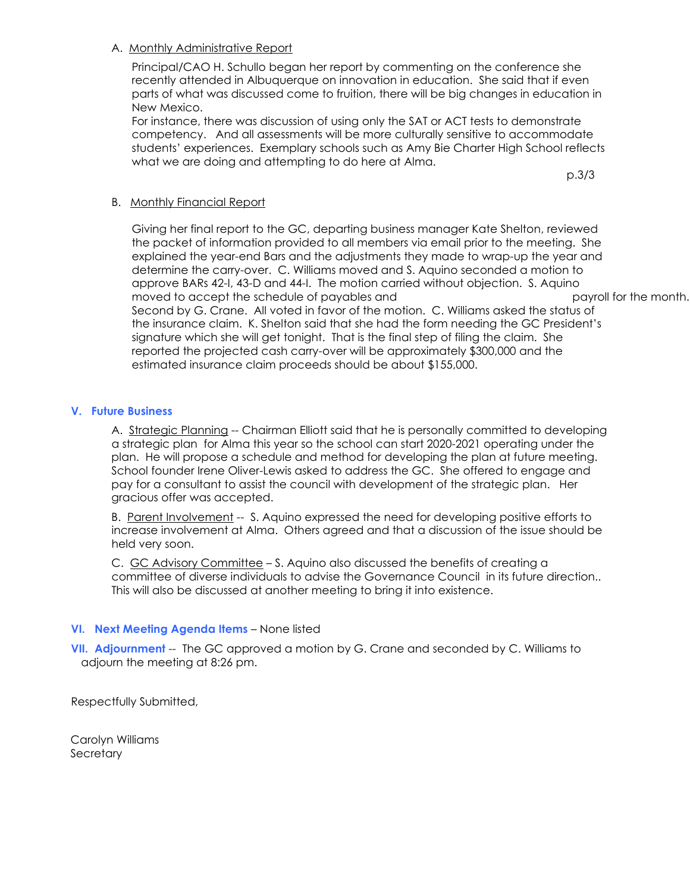A. Monthly Administrative Report

Principal/CAO H. Schullo began her report by commenting on the conference she recently attended in Albuquerque on innovation in education. She said that if even parts of what was discussed come to fruition, there will be big changes in education in New Mexico.

For instance, there was discussion of using only the SAT or ACT tests to demonstrate competency. And all assessments will be more culturally sensitive to accommodate students' experiences. Exemplary schools such as Amy Bie Charter High School reflects what we are doing and attempting to do here at Alma.

B. Monthly Financial Report

Giving her final report to the GC, departing business manager Kate Shelton, reviewed the packet of information provided to all members via email prior to the meeting. She explained the year-end Bars and the adjustments they made to wrap-up the year and determine the carry-over. C. Williams moved and S. Aquino seconded a motion to approve BARs 42-I, 43-D and 44-I. The motion carried without objection. S. Aquino moved to accept the schedule of payables and payroll for the month. Second by G. Crane. All voted in favor of the motion. C. Williams asked the status of the insurance claim. K. Shelton said that she had the form needing the GC President's signature which she will get tonight. That is the final step of filing the claim. She reported the projected cash carry-over will be approximately $300,000 and the estimated insurance claim proceeds should be about $155,000.

## V. Future Business

A. Strategic Planning -- Chairman Elliott said that he is personally committed to developing a strategic plan for Alma this year so the school can start 2020-2021 operating under the plan. He will propose a schedule and method for developing the plan at future meeting. School founder Irene Oliver-Lewis asked to address the GC. She offered to engage and pay for a consultant to assist the council with development of the strategic plan. Her gracious offer was accepted.

B. Parent Involvement -- S. Aquino expressed the need for developing positive efforts to increase involvement at Alma. Others agreed and that a discussion of the issue should be held very soon.

C. GC Advisory Committee – S. Aquino also discussed the benefits of creating a committee of diverse individuals to advise the Governance Council in its future direction.. This will also be discussed at another meeting to bring it into existence.

## VI. Next Meeting Agenda Items – None listed

## VII. Adjournment -- The GC approved a motion by G. Crane and seconded by C. Williams to adjourn the meeting at 8:26 pm.

Respectfully Submitted,

Carolyn Williams
Secretary